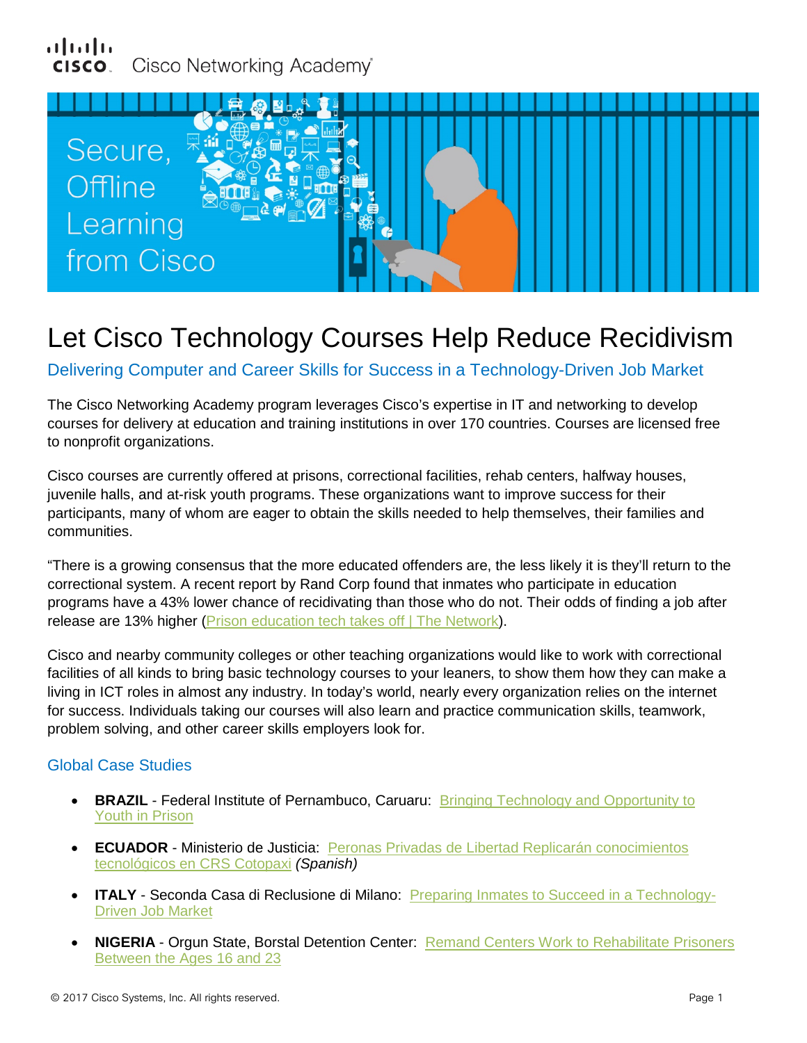Cisco Networking Academy

Secure, Offline Learning from Cisco

# Let Cisco Technology Courses Help Reduce Recidivism

## Delivering Computer and Career Skills for Success in a Technology-Driven Job Market

The Cisco Networking Academy program leverages Cisco's expertise in IT and networking to develop courses for delivery at education and training institutions in over 170 countries. Courses are licensed free to nonprofit organizations.

Cisco courses are currently offered at prisons, correctional facilities, rehab centers, halfway houses, juvenile halls, and at-risk youth programs. These organizations want to improve success for their participants, many of whom are eager to obtain the skills needed to help themselves, their families and communities.

"There is a growing consensus that the more educated offenders are, the less likely it is they'll return to the correctional system. A recent report by Rand Corp found that inmates who participate in education programs have a 43% lower chance of recidivating than those who do not. Their odds of finding a job after release are 13% higher (Prison education tech takes off | The Network).

Cisco and nearby community colleges or other teaching organizations would like to work with correctional facilities of all kinds to bring basic technology courses to your leaners, to show them how they can make a living in ICT roles in almost any industry. In today's world, nearly every organization relies on the internet for success. Individuals taking our courses will also learn and practice communication skills, teamwork, problem solving, and other career skills employers look for.

### Global Case Studies

- **BRAZIL** - Federal Institute of Pernambuco, Caruaru: Bringing Technology and Opportunity to Youth in Prison
- **ECUADOR** - Ministerio de Justicia: Peronas Privadas de Libertad Replicarán conocimientos tecnológicos en CRS Cotopaxi *(Spanish)*
- **ITALY** - Seconda Casa di Reclusione di Milano: Preparing Inmates to Succeed in a Technology-Driven Job Market
- **NIGERIA** - Orgun State, Borstal Detention Center: Remand Centers Work to Rehabilitate Prisoners Between the Ages 16 and 23

© 2017 Cisco Systems, Inc. All rights reserved.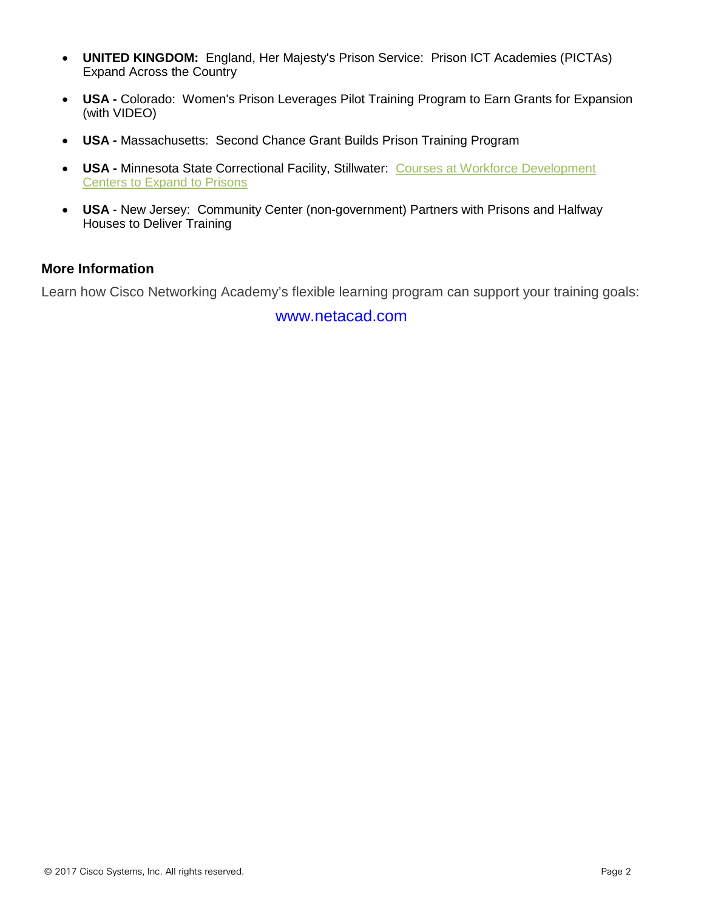- **UNITED KINGDOM:** England, Her Majesty's Prison Service: Prison ICT Academies (PICTAs) Expand Across the Country
- **USA -** Colorado: Women's Prison Leverages Pilot Training Program to Earn Grants for Expansion (with VIDEO)
- **USA -** Massachusetts: Second Chance Grant Builds Prison Training Program
- **USA -** Minnesota State Correctional Facility, Stillwater: Courses at Workforce Development Centers to Expand to Prisons
- **USA** - New Jersey: Community Center (non-government) Partners with Prisons and Halfway Houses to Deliver Training

## More Information

Learn how Cisco Networking Academy's flexible learning program can support your training goals:

www.netacad.com

© 2017 Cisco Systems, Inc. All rights reserved.